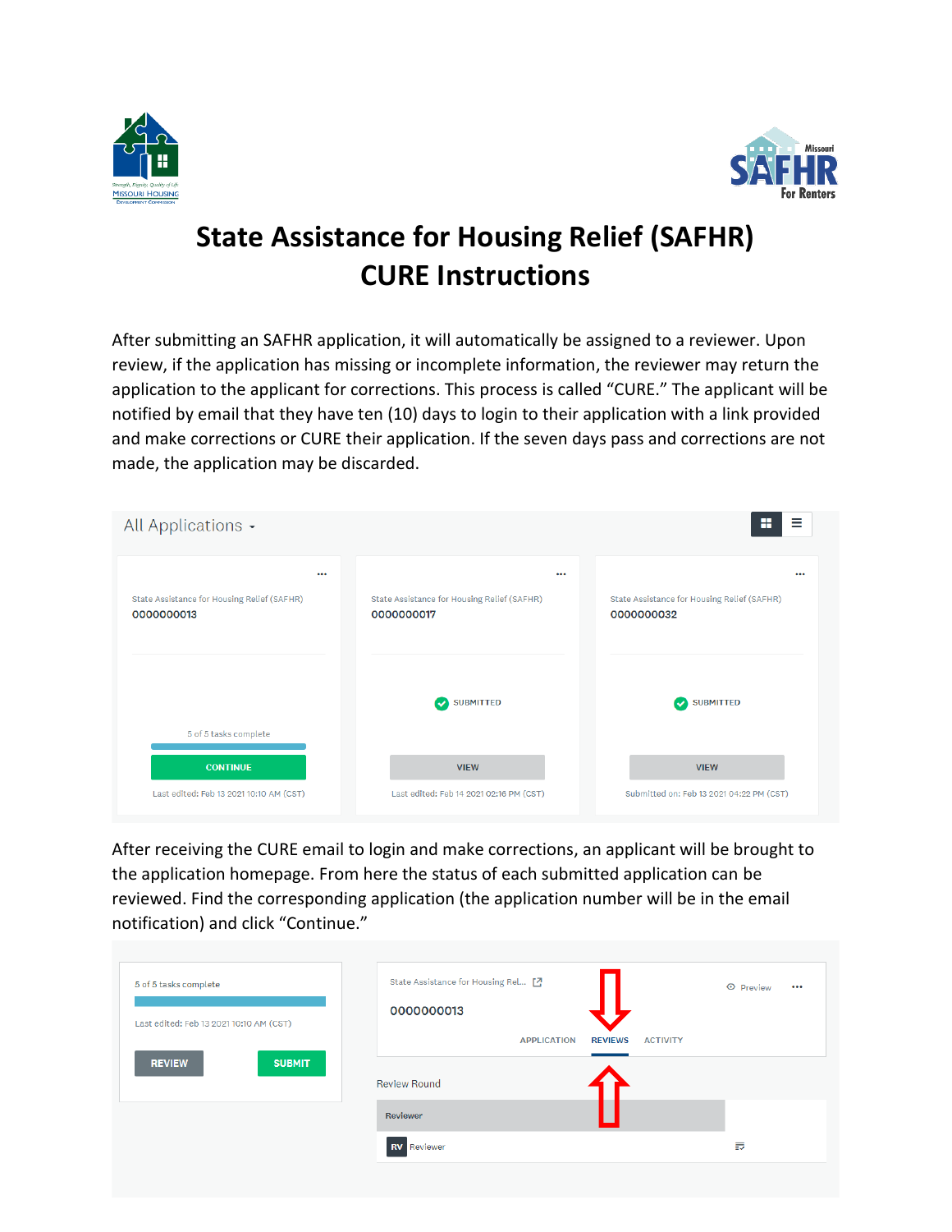# State Assistance for Housing Relief (SAFHR) CURE Instructions

After submitting an SAFHR application, it will automatically be assigned to a reviewer. Upon review, if the application has missing or incomplete information, the reviewer may return the application to the applicant for corrections. This process is called "CURE." The applicant will be notified by email that they have ten (10) days to login to their application with a link provided and make corrections or CURE their application. If the seven days pass and corrections are not made, the application may be discarded.

After receiving the CURE email to login and make corrections, an applicant will be brought to the application homepage. From here the status of each submitted application can be reviewed. Find the corresponding application (the application number will be in the email notification) and click "Continue."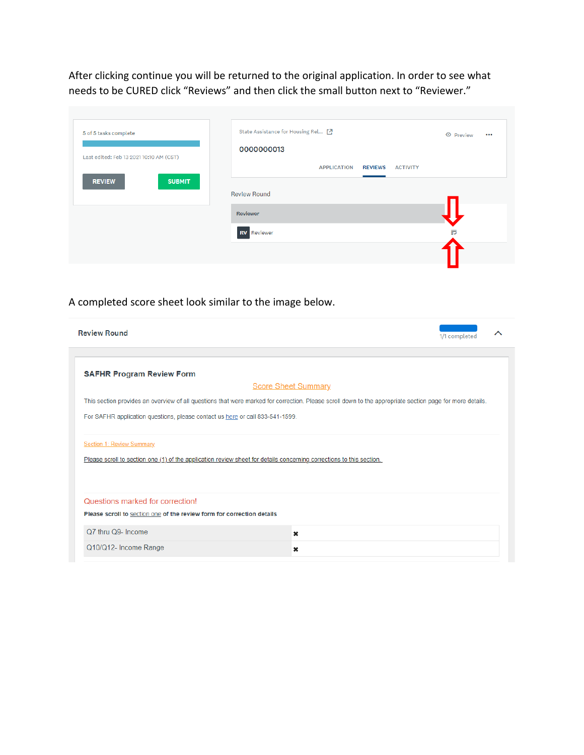After clicking continue you will be returned to the original application. In order to see what needs to be CURED click "Reviews" and then click the small button next to "Reviewer."

5 of 5 tasks complete

Last edited: Feb 13 2021 10:10 AM (CST)

REVIEW SUBMIT

State Assistance for Housing Rel...

0000000013

Preview

APPLICATION REVIEWS ACTIVITY

Review Round

Reviewer

RV Reviewer

A completed score sheet look similar to the image below.

Review Round

1/1 completed

**SAFHR Program Review Form**

Score Sheet Summary

This section provides an overview of all questions that were marked for correction. Please scroll down to the appropriate section page for more details.

For SAFHR application questions, please contact us here or call 833-541-1599.

Section 1: Review Summary

Please scroll to section one (1) of the application review sheet for details concerning corrections to this section.

Questions marked for correction!

**Please scroll to section one of the review form for correction details**

| Question | Status |
| --- | --- |
| Q7 thru Q9- Income | ✖ |
| Q10/Q12- Income Range | ✖ |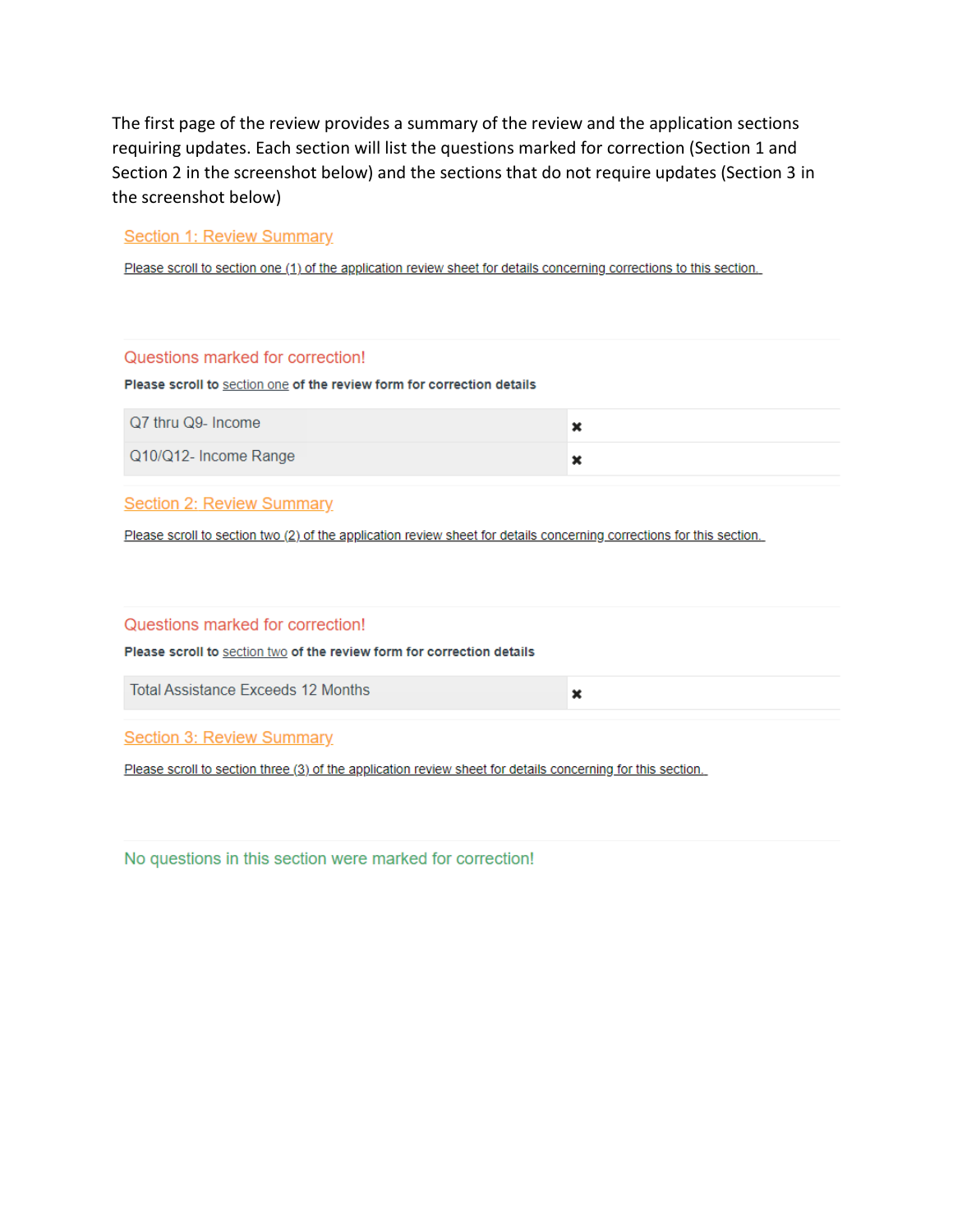The first page of the review provides a summary of the review and the application sections requiring updates. Each section will list the questions marked for correction (Section 1 and Section 2 in the screenshot below) and the sections that do not require updates (Section 3 in the screenshot below)

## Section 1: Review Summary

Please scroll to section one (1) of the application review sheet for details concerning corrections to this section.

### Questions marked for correction!

**Please scroll to section one of the review form for correction details**

| | |
|---|---|
| Q7 thru Q9- Income | ✖ |
| Q10/Q12- Income Range | ✖ |

## Section 2: Review Summary

Please scroll to section two (2) of the application review sheet for details concerning corrections for this section.

### Questions marked for correction!

**Please scroll to section two of the review form for correction details**

| | |
|---|---|
| Total Assistance Exceeds 12 Months | ✖ |

## Section 3: Review Summary

Please scroll to section three (3) of the application review sheet for details concerning for this section.

### No questions in this section were marked for correction!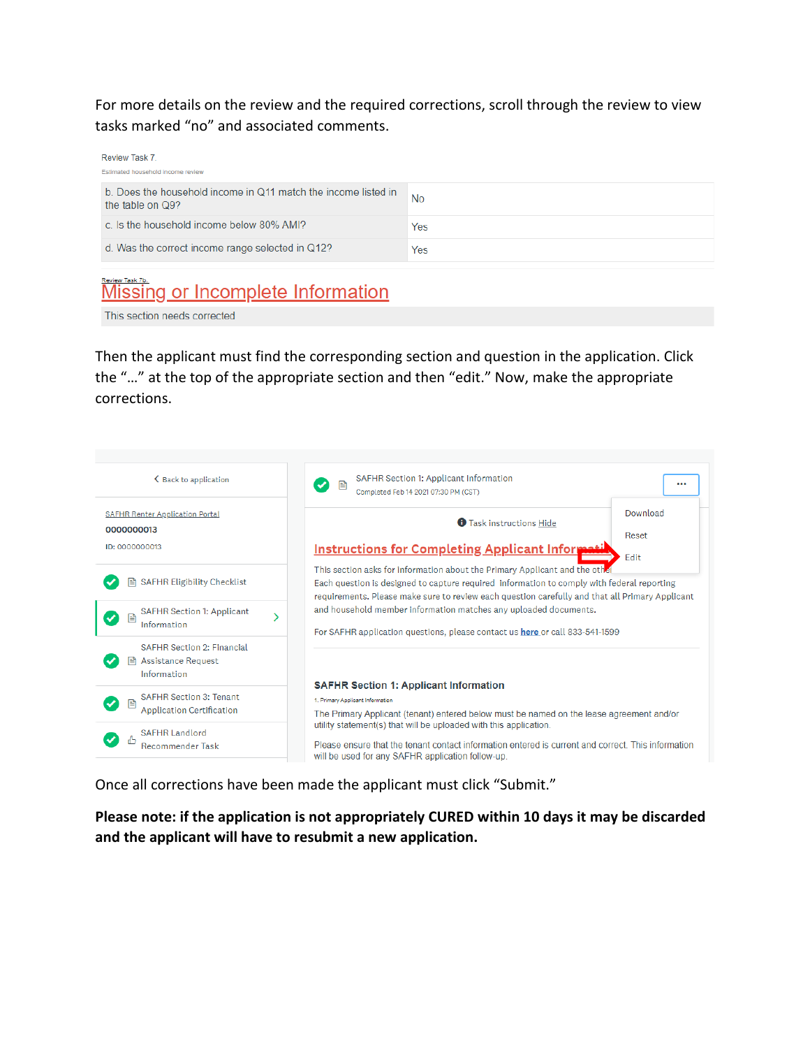For more details on the review and the required corrections, scroll through the review to view tasks marked "no" and associated comments.

Review Task 7

Estimated household income review

| | |
|---|---|
| b. Does the household income in Q11 match the income listed in the table on Q9? | No |
| c. Is the household income below 80% AMI? | Yes |
| d. Was the correct income range selected in Q12? | Yes |

Review Task 7b.

Missing or Incomplete Information

This section needs corrected

Then the applicant must find the corresponding section and question in the application. Click the "…" at the top of the appropriate section and then "edit." Now, make the appropriate corrections.

Back to application

SAFHR Renter Application Portal

0000000013

ID: 0000000013

SAFHR Eligibility Checklist

SAFHR Section 1: Applicant Information

SAFHR Section 2: Financial Assistance Request Information

SAFHR Section 3: Tenant Application Certification

SAFHR Landlord Recommender Task

SAFHR Section 1: Applicant Information

Completed Feb 14 2021 07:30 PM (CST)

Download

Reset

Edit

Task instructions Hide

Instructions for Completing Applicant Informati

This section asks for information about the Primary Applicant and the othe Each question is designed to capture required information to comply with federal reporting requirements. Please make sure to review each question carefully and that all Primary Applicant and household member information matches any uploaded documents.

For SAFHR application questions, please contact us here or call 833-541-1599

SAFHR Section 1: Applicant Information

1. Primary Applicant Information

The Primary Applicant (tenant) entered below must be named on the lease agreement and/or utility statement(s) that will be uploaded with this application.

Please ensure that the tenant contact information entered is current and correct. This information will be used for any SAFHR application follow-up.

Once all corrections have been made the applicant must click "Submit."

**Please note: if the application is not appropriately CURED within 10 days it may be discarded and the applicant will have to resubmit a new application.**